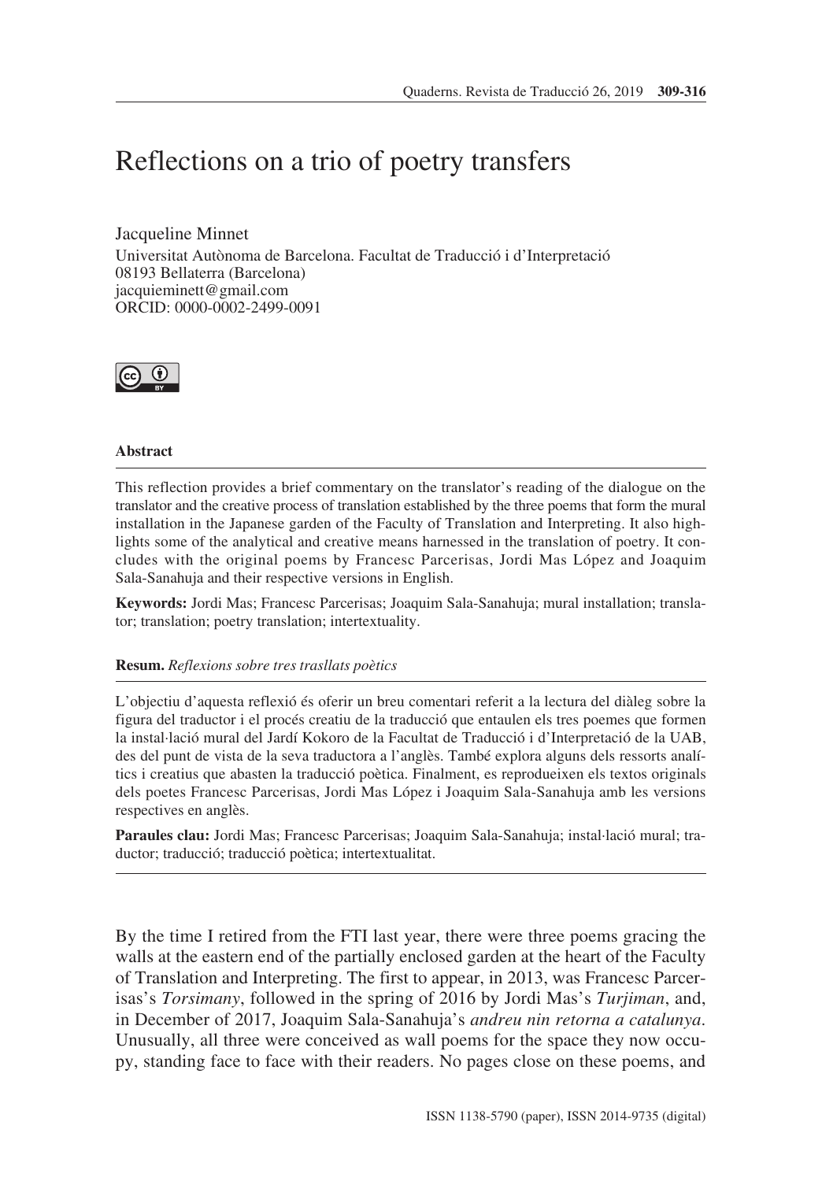# Reflections on a trio of poetry transfers

Jacqueline Minnet
Universitat Autònoma de Barcelona. Facultat de Traducció i d'Interpretació
08193 Bellaterra (Barcelona)
jacquieminett@gmail.com
ORCID: 0000-0002-2499-0091

### Abstract

This reflection provides a brief commentary on the translator's reading of the dialogue on the translator and the creative process of translation established by the three poems that form the mural installation in the Japanese garden of the Faculty of Translation and Interpreting. It also highlights some of the analytical and creative means harnessed in the translation of poetry. It concludes with the original poems by Francesc Parcerisas, Jordi Mas López and Joaquim Sala-Sanahuja and their respective versions in English.

**Keywords:** Jordi Mas; Francesc Parcerisas; Joaquim Sala-Sanahuja; mural installation; translator; translation; poetry translation; intertextuality.

**Resum.** *Reflexions sobre tres trasllats poètics*

L'objectiu d'aquesta reflexió és oferir un breu comentari referit a la lectura del diàleg sobre la figura del traductor i el procés creatiu de la traducció que entaulen els tres poemes que formen la instal·lació mural del Jardí Kokoro de la Facultat de Traducció i d'Interpretació de la UAB, des del punt de vista de la seva traductora a l'anglès. També explora alguns dels ressorts analítics i creatius que abasten la traducció poètica. Finalment, es reprodueixen els textos originals dels poetes Francesc Parcerisas, Jordi Mas López i Joaquim Sala-Sanahuja amb les versions respectives en anglès.

**Paraules clau:** Jordi Mas; Francesc Parcerisas; Joaquim Sala-Sanahuja; instal·lació mural; traductor; traducció; traducció poètica; intertextualitat.

By the time I retired from the FTI last year, there were three poems gracing the walls at the eastern end of the partially enclosed garden at the heart of the Faculty of Translation and Interpreting. The first to appear, in 2013, was Francesc Parcerisas's *Torsimany*, followed in the spring of 2016 by Jordi Mas's *Turjiman*, and, in December of 2017, Joaquim Sala-Sanahuja's *andreu nin retorna a catalunya*. Unusually, all three were conceived as wall poems for the space they now occupy, standing face to face with their readers. No pages close on these poems, and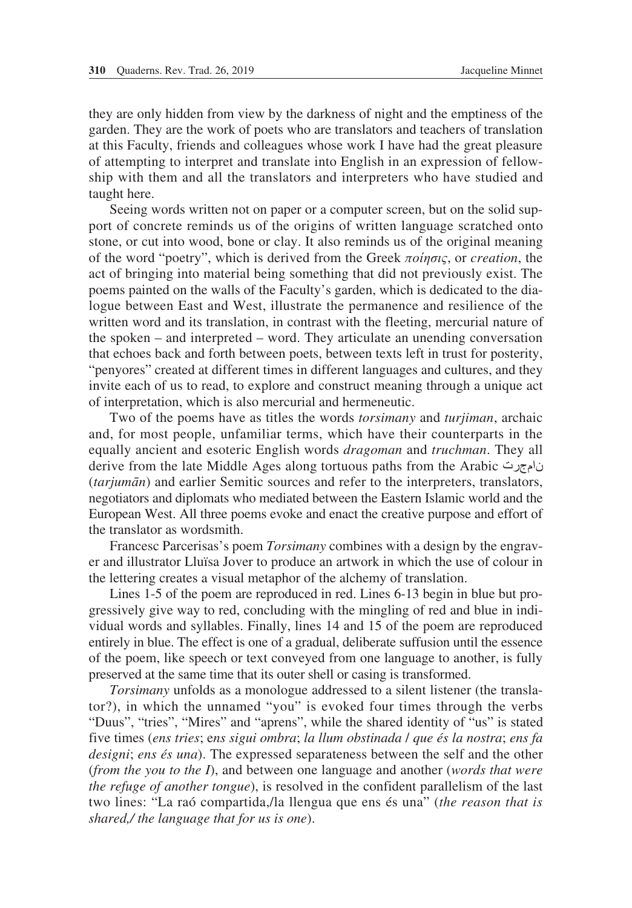they are only hidden from view by the darkness of night and the emptiness of the garden. They are the work of poets who are translators and teachers of translation at this Faculty, friends and colleagues whose work I have had the great pleasure of attempting to interpret and translate into English in an expression of fellowship with them and all the translators and interpreters who have studied and taught here.

Seeing words written not on paper or a computer screen, but on the solid support of concrete reminds us of the origins of written language scratched onto stone, or cut into wood, bone or clay. It also reminds us of the original meaning of the word "poetry", which is derived from the Greek *ποίησις*, or *creation*, the act of bringing into material being something that did not previously exist. The poems painted on the walls of the Faculty's garden, which is dedicated to the dialogue between East and West, illustrate the permanence and resilience of the written word and its translation, in contrast with the fleeting, mercurial nature of the spoken – and interpreted – word. They articulate an unending conversation that echoes back and forth between poets, between texts left in trust for posterity, "penyores" created at different times in different languages and cultures, and they invite each of us to read, to explore and construct meaning through a unique act of interpretation, which is also mercurial and hermeneutic.

Two of the poems have as titles the words *torsimany* and *turjiman*, archaic and, for most people, unfamiliar terms, which have their counterparts in the equally ancient and esoteric English words *dragoman* and *truchman*. They all derive from the late Middle Ages along tortuous paths from the Arabic ترجمان (*tarjumān*) and earlier Semitic sources and refer to the interpreters, translators, negotiators and diplomats who mediated between the Eastern Islamic world and the European West. All three poems evoke and enact the creative purpose and effort of the translator as wordsmith.

Francesc Parcerisas's poem *Torsimany* combines with a design by the engraver and illustrator Lluïsa Jover to produce an artwork in which the use of colour in the lettering creates a visual metaphor of the alchemy of translation.

Lines 1-5 of the poem are reproduced in red. Lines 6-13 begin in blue but progressively give way to red, concluding with the mingling of red and blue in individual words and syllables. Finally, lines 14 and 15 of the poem are reproduced entirely in blue. The effect is one of a gradual, deliberate suffusion until the essence of the poem, like speech or text conveyed from one language to another, is fully preserved at the same time that its outer shell or casing is transformed.

*Torsimany* unfolds as a monologue addressed to a silent listener (the translator?), in which the unnamed "you" is evoked four times through the verbs "Duus", "tries", "Mires" and "aprens", while the shared identity of "us" is stated five times (*ens tries*; e*ns sigui ombra*; *la llum obstinada / que és la nostra*; *ens fa designi*; *ens és una*). The expressed separateness between the self and the other (*from the you to the I*), and between one language and another (*words that were the refuge of another tongue*), is resolved in the confident parallelism of the last two lines: "La raó compartida,/la llengua que ens és una" (*the reason that is shared,/ the language that for us is one*).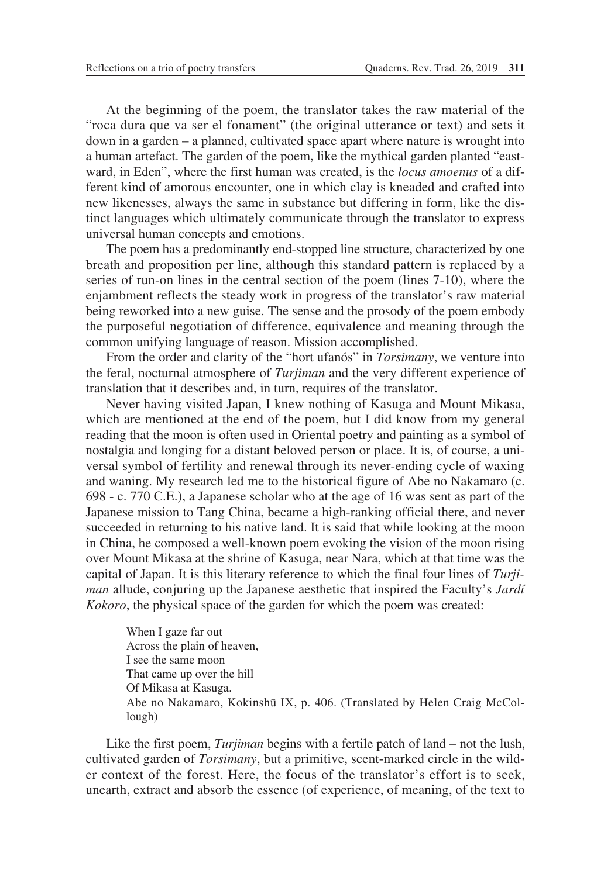At the beginning of the poem, the translator takes the raw material of the "roca dura que va ser el fonament" (the original utterance or text) and sets it down in a garden – a planned, cultivated space apart where nature is wrought into a human artefact. The garden of the poem, like the mythical garden planted "eastward, in Eden", where the first human was created, is the *locus amoenus* of a different kind of amorous encounter, one in which clay is kneaded and crafted into new likenesses, always the same in substance but differing in form, like the distinct languages which ultimately communicate through the translator to express universal human concepts and emotions.

The poem has a predominantly end-stopped line structure, characterized by one breath and proposition per line, although this standard pattern is replaced by a series of run-on lines in the central section of the poem (lines 7-10), where the enjambment reflects the steady work in progress of the translator's raw material being reworked into a new guise. The sense and the prosody of the poem embody the purposeful negotiation of difference, equivalence and meaning through the common unifying language of reason. Mission accomplished.

From the order and clarity of the "hort ufanós" in *Torsimany*, we venture into the feral, nocturnal atmosphere of *Turjiman* and the very different experience of translation that it describes and, in turn, requires of the translator.

Never having visited Japan, I knew nothing of Kasuga and Mount Mikasa, which are mentioned at the end of the poem, but I did know from my general reading that the moon is often used in Oriental poetry and painting as a symbol of nostalgia and longing for a distant beloved person or place. It is, of course, a universal symbol of fertility and renewal through its never-ending cycle of waxing and waning. My research led me to the historical figure of Abe no Nakamaro (c. 698 - c. 770 C.E.), a Japanese scholar who at the age of 16 was sent as part of the Japanese mission to Tang China, became a high-ranking official there, and never succeeded in returning to his native land. It is said that while looking at the moon in China, he composed a well-known poem evoking the vision of the moon rising over Mount Mikasa at the shrine of Kasuga, near Nara, which at that time was the capital of Japan. It is this literary reference to which the final four lines of *Turjiman* allude, conjuring up the Japanese aesthetic that inspired the Faculty's *Jardí Kokoro*, the physical space of the garden for which the poem was created:

> When I gaze far out
> Across the plain of heaven,
> I see the same moon
> That came up over the hill
> Of Mikasa at Kasuga.
> Abe no Nakamaro, Kokinshū IX, p. 406. (Translated by Helen Craig McCollough)

Like the first poem, *Turjiman* begins with a fertile patch of land – not the lush, cultivated garden of *Torsimany*, but a primitive, scent-marked circle in the wilder context of the forest. Here, the focus of the translator's effort is to seek, unearth, extract and absorb the essence (of experience, of meaning, of the text to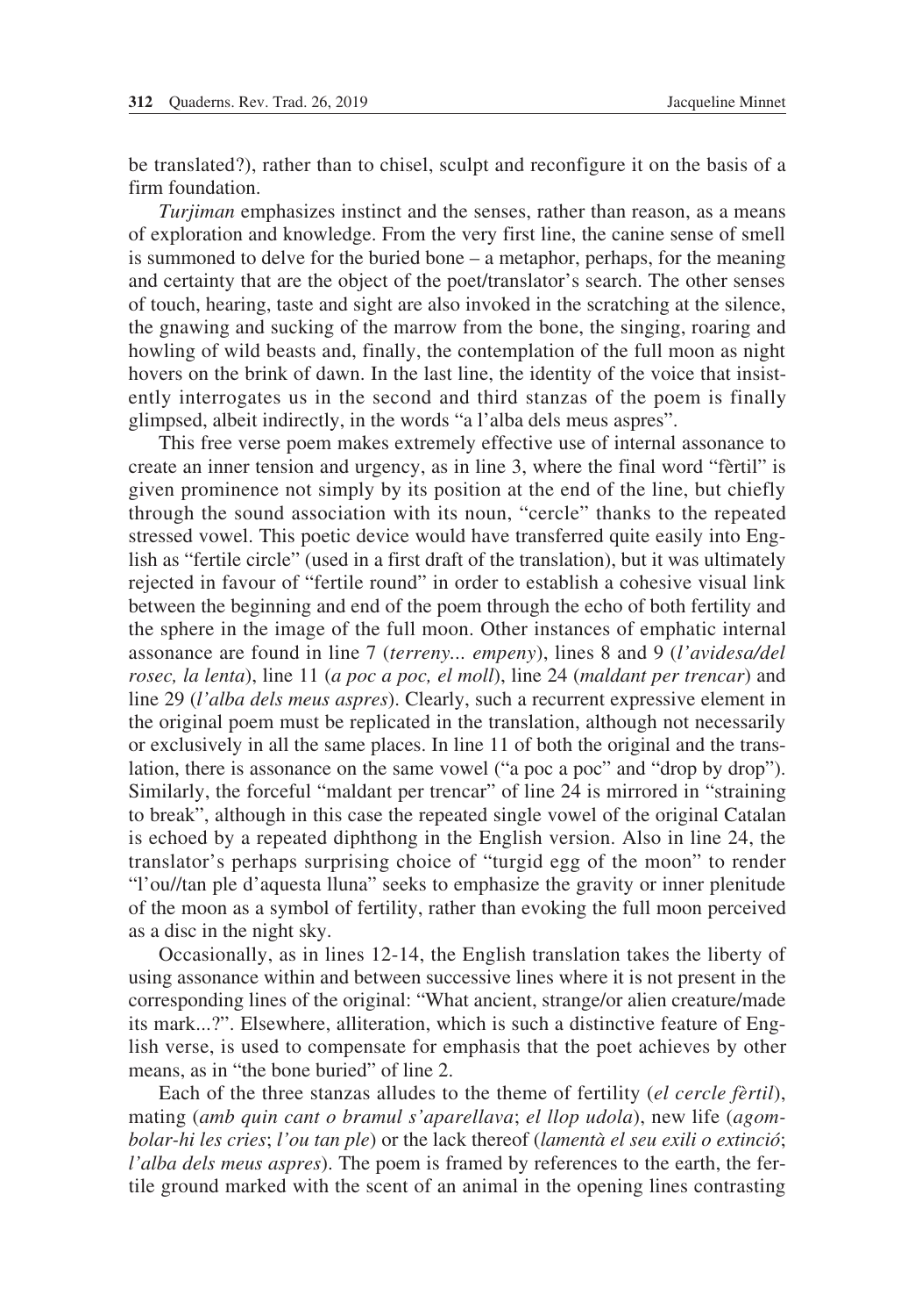be translated?), rather than to chisel, sculpt and reconfigure it on the basis of a firm foundation.

*Turjiman* emphasizes instinct and the senses, rather than reason, as a means of exploration and knowledge. From the very first line, the canine sense of smell is summoned to delve for the buried bone – a metaphor, perhaps, for the meaning and certainty that are the object of the poet/translator's search. The other senses of touch, hearing, taste and sight are also invoked in the scratching at the silence, the gnawing and sucking of the marrow from the bone, the singing, roaring and howling of wild beasts and, finally, the contemplation of the full moon as night hovers on the brink of dawn. In the last line, the identity of the voice that insistently interrogates us in the second and third stanzas of the poem is finally glimpsed, albeit indirectly, in the words "a l'alba dels meus aspres".

This free verse poem makes extremely effective use of internal assonance to create an inner tension and urgency, as in line 3, where the final word "fèrtil" is given prominence not simply by its position at the end of the line, but chiefly through the sound association with its noun, "cercle" thanks to the repeated stressed vowel. This poetic device would have transferred quite easily into English as "fertile circle" (used in a first draft of the translation), but it was ultimately rejected in favour of "fertile round" in order to establish a cohesive visual link between the beginning and end of the poem through the echo of both fertility and the sphere in the image of the full moon. Other instances of emphatic internal assonance are found in line 7 (*terreny... empeny*), lines 8 and 9 (*l'avidesa/del rosec, la lenta*), line 11 (*a poc a poc, el moll*), line 24 (*maldant per trencar*) and line 29 (*l'alba dels meus aspres*). Clearly, such a recurrent expressive element in the original poem must be replicated in the translation, although not necessarily or exclusively in all the same places. In line 11 of both the original and the translation, there is assonance on the same vowel ("a poc a poc" and "drop by drop"). Similarly, the forceful "maldant per trencar" of line 24 is mirrored in "straining to break", although in this case the repeated single vowel of the original Catalan is echoed by a repeated diphthong in the English version. Also in line 24, the translator's perhaps surprising choice of "turgid egg of the moon" to render "l'ou//tan ple d'aquesta lluna" seeks to emphasize the gravity or inner plenitude of the moon as a symbol of fertility, rather than evoking the full moon perceived as a disc in the night sky.

Occasionally, as in lines 12-14, the English translation takes the liberty of using assonance within and between successive lines where it is not present in the corresponding lines of the original: "What ancient, strange/or alien creature/made its mark...?". Elsewhere, alliteration, which is such a distinctive feature of English verse, is used to compensate for emphasis that the poet achieves by other means, as in "the bone buried" of line 2.

Each of the three stanzas alludes to the theme of fertility (*el cercle fèrtil*), mating (*amb quin cant o bramul s'aparellava*; *el llop udola*), new life (*agombolar-hi les cries*; *l'ou tan ple*) or the lack thereof (*lamentà el seu exili o extinció*; *l'alba dels meus aspres*). The poem is framed by references to the earth, the fertile ground marked with the scent of an animal in the opening lines contrasting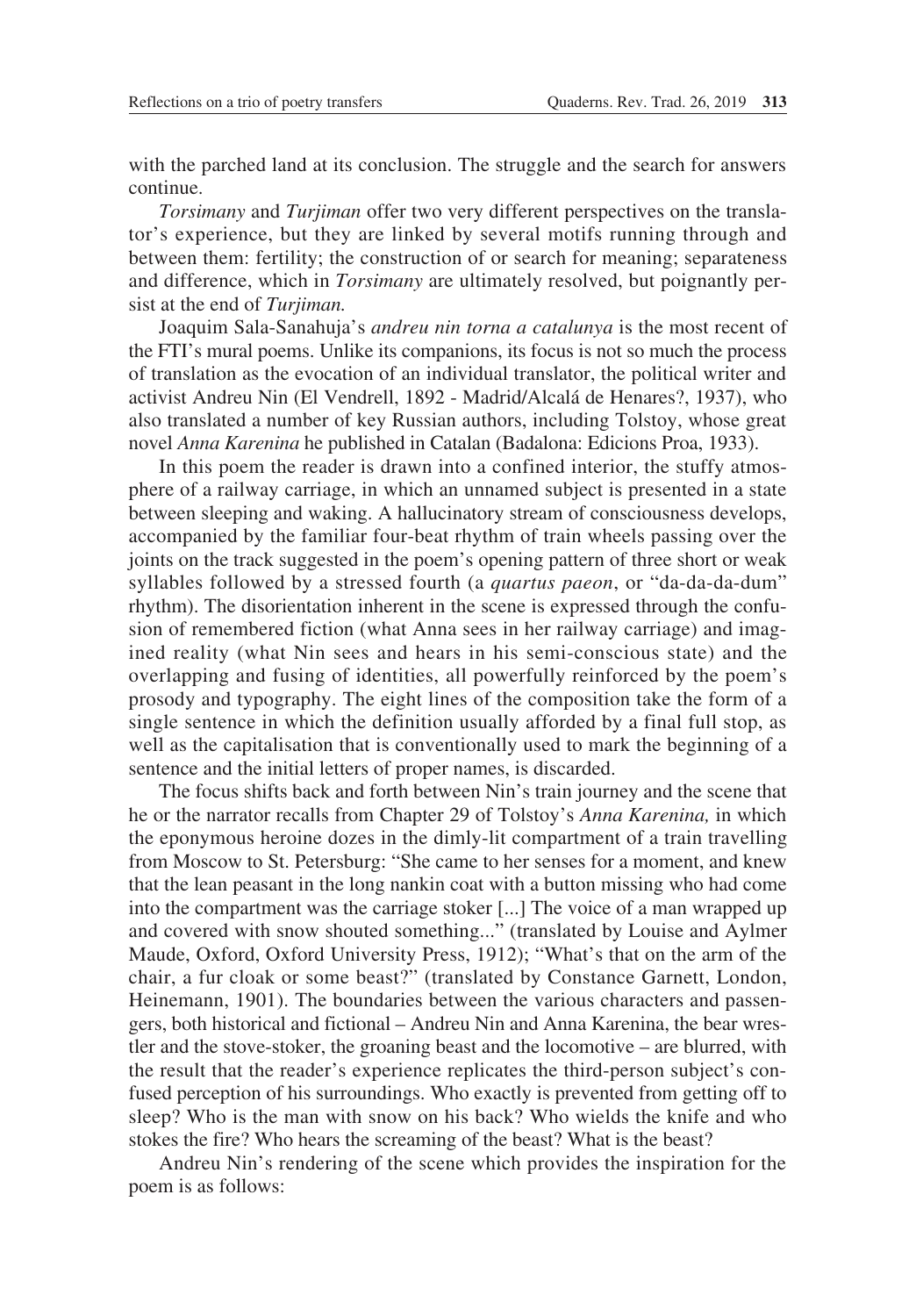with the parched land at its conclusion. The struggle and the search for answers continue.

*Torsimany* and *Turjiman* offer two very different perspectives on the translator's experience, but they are linked by several motifs running through and between them: fertility; the construction of or search for meaning; separateness and difference, which in *Torsimany* are ultimately resolved, but poignantly persist at the end of *Turjiman.*

Joaquim Sala-Sanahuja's *andreu nin torna a catalunya* is the most recent of the FTI's mural poems. Unlike its companions, its focus is not so much the process of translation as the evocation of an individual translator, the political writer and activist Andreu Nin (El Vendrell, 1892 - Madrid/Alcalá de Henares?, 1937), who also translated a number of key Russian authors, including Tolstoy, whose great novel *Anna Karenina* he published in Catalan (Badalona: Edicions Proa, 1933).

In this poem the reader is drawn into a confined interior, the stuffy atmosphere of a railway carriage, in which an unnamed subject is presented in a state between sleeping and waking. A hallucinatory stream of consciousness develops, accompanied by the familiar four-beat rhythm of train wheels passing over the joints on the track suggested in the poem's opening pattern of three short or weak syllables followed by a stressed fourth (a *quartus paeon*, or "da-da-da-dum" rhythm). The disorientation inherent in the scene is expressed through the confusion of remembered fiction (what Anna sees in her railway carriage) and imagined reality (what Nin sees and hears in his semi-conscious state) and the overlapping and fusing of identities, all powerfully reinforced by the poem's prosody and typography. The eight lines of the composition take the form of a single sentence in which the definition usually afforded by a final full stop, as well as the capitalisation that is conventionally used to mark the beginning of a sentence and the initial letters of proper names, is discarded.

The focus shifts back and forth between Nin's train journey and the scene that he or the narrator recalls from Chapter 29 of Tolstoy's *Anna Karenina,* in which the eponymous heroine dozes in the dimly-lit compartment of a train travelling from Moscow to St. Petersburg: "She came to her senses for a moment, and knew that the lean peasant in the long nankin coat with a button missing who had come into the compartment was the carriage stoker [...] The voice of a man wrapped up and covered with snow shouted something..." (translated by Louise and Aylmer Maude, Oxford, Oxford University Press, 1912); "What's that on the arm of the chair, a fur cloak or some beast?" (translated by Constance Garnett, London, Heinemann, 1901). The boundaries between the various characters and passengers, both historical and fictional – Andreu Nin and Anna Karenina, the bear wrestler and the stove-stoker, the groaning beast and the locomotive – are blurred, with the result that the reader's experience replicates the third-person subject's confused perception of his surroundings. Who exactly is prevented from getting off to sleep? Who is the man with snow on his back? Who wields the knife and who stokes the fire? Who hears the screaming of the beast? What is the beast?

Andreu Nin's rendering of the scene which provides the inspiration for the poem is as follows: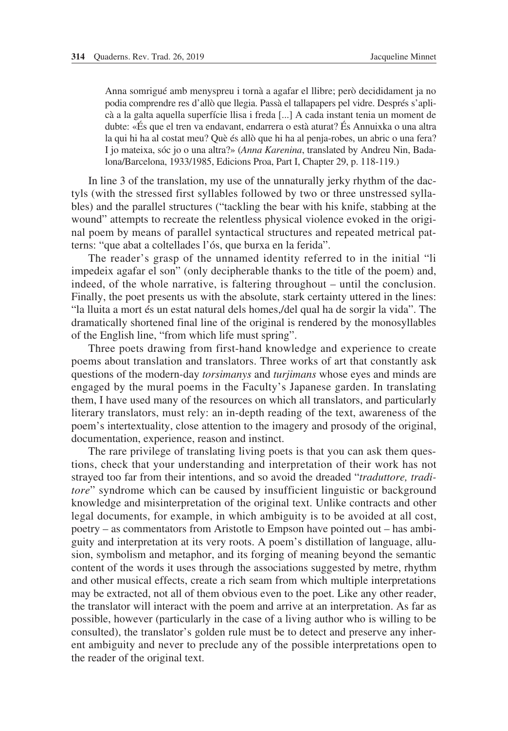> Anna somrigué amb menyspreu i tornà a agafar el llibre; però decididament ja no podia comprendre res d'allò que llegia. Passà el tallapapers pel vidre. Després s'aplicà a la galta aquella superfície llisa i freda [...] A cada instant tenia un moment de dubte: «És que el tren va endavant, endarrera o està aturat? És Annuixka o una altra la qui hi ha al costat meu? Què és allò que hi ha al penja-robes, un abric o una fera? I jo mateixa, sóc jo o una altra?» (*Anna Karenina*, translated by Andreu Nin, Badalona/Barcelona, 1933/1985, Edicions Proa, Part I, Chapter 29, p. 118-119.)

In line 3 of the translation, my use of the unnaturally jerky rhythm of the dactyls (with the stressed first syllables followed by two or three unstressed syllables) and the parallel structures ("tackling the bear with his knife, stabbing at the wound" attempts to recreate the relentless physical violence evoked in the original poem by means of parallel syntactical structures and repeated metrical patterns: "que abat a coltellades l'ós, que burxa en la ferida".

The reader's grasp of the unnamed identity referred to in the initial "li impedeix agafar el son" (only decipherable thanks to the title of the poem) and, indeed, of the whole narrative, is faltering throughout – until the conclusion. Finally, the poet presents us with the absolute, stark certainty uttered in the lines: "la lluita a mort és un estat natural dels homes,/del qual ha de sorgir la vida". The dramatically shortened final line of the original is rendered by the monosyllables of the English line, "from which life must spring".

Three poets drawing from first-hand knowledge and experience to create poems about translation and translators. Three works of art that constantly ask questions of the modern-day *torsimanys* and *turjimans* whose eyes and minds are engaged by the mural poems in the Faculty's Japanese garden. In translating them, I have used many of the resources on which all translators, and particularly literary translators, must rely: an in-depth reading of the text, awareness of the poem's intertextuality, close attention to the imagery and prosody of the original, documentation, experience, reason and instinct.

The rare privilege of translating living poets is that you can ask them questions, check that your understanding and interpretation of their work has not strayed too far from their intentions, and so avoid the dreaded "*traduttore, traditore*" syndrome which can be caused by insufficient linguistic or background knowledge and misinterpretation of the original text. Unlike contracts and other legal documents, for example, in which ambiguity is to be avoided at all cost, poetry – as commentators from Aristotle to Empson have pointed out – has ambiguity and interpretation at its very roots. A poem's distillation of language, allusion, symbolism and metaphor, and its forging of meaning beyond the semantic content of the words it uses through the associations suggested by metre, rhythm and other musical effects, create a rich seam from which multiple interpretations may be extracted, not all of them obvious even to the poet. Like any other reader, the translator will interact with the poem and arrive at an interpretation. As far as possible, however (particularly in the case of a living author who is willing to be consulted), the translator's golden rule must be to detect and preserve any inherent ambiguity and never to preclude any of the possible interpretations open to the reader of the original text.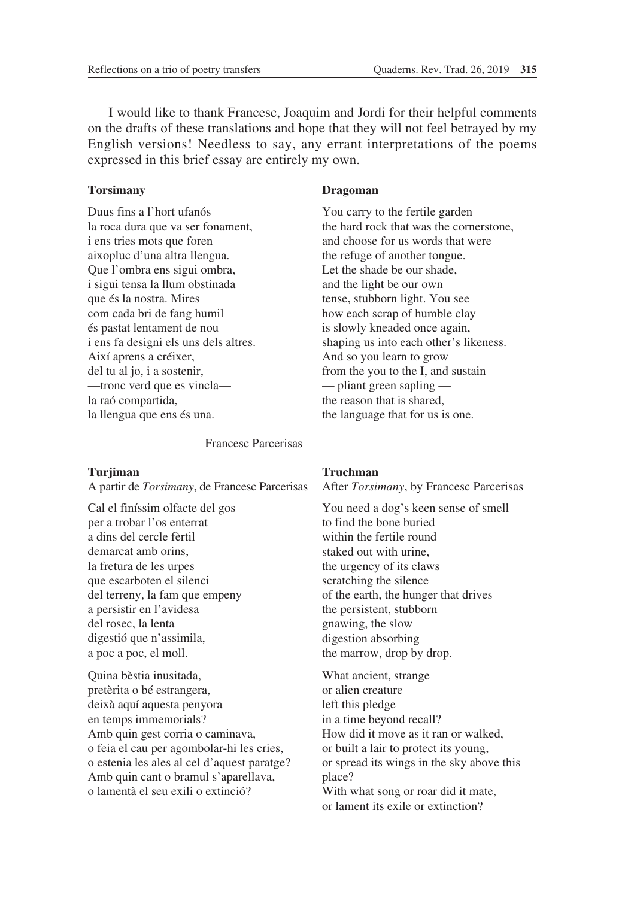I would like to thank Francesc, Joaquim and Jordi for their helpful comments on the drafts of these translations and hope that they will not feel betrayed by my English versions! Needless to say, any errant interpretations of the poems expressed in this brief essay are entirely my own.

| **Torsimany** | **Dragoman** |
|---|---|
| Duus fins a l'hort ufanós | You carry to the fertile garden |
| la roca dura que va ser fonament, | the hard rock that was the cornerstone, |
| i ens tries mots que foren | and choose for us words that were |
| aixopluc d'una altra llengua. | the refuge of another tongue. |
| Que l'ombra ens sigui ombra, | Let the shade be our shade, |
| i sigui tensa la llum obstinada | and the light be our own |
| que és la nostra. Mires | tense, stubborn light. You see |
| com cada bri de fang humil | how each scrap of humble clay |
| és pastat lentament de nou | is slowly kneaded once again, |
| i ens fa designi els uns dels altres. | shaping us into each other's likeness. |
| Així aprens a créixer, | And so you learn to grow |
| del tu al jo, i a sostenir, | from the you to the I, and sustain |
| —tronc verd que es vincla— | — pliant green sapling — |
| la raó compartida, | the reason that is shared, |
| la llengua que ens és una. | the language that for us is one. |

Francesc Parcerisas

| **Turjiman** | **Truchman** |
|---|---|
| A partir de *Torsimany*, de Francesc Parcerisas | After *Torsimany*, by Francesc Parcerisas |
| Cal el finíssim olfacte del gos | You need a dog's keen sense of smell |
| per a trobar l'os enterrat | to find the bone buried |
| a dins del cercle fèrtil | within the fertile round |
| demarcat amb orins, | staked out with urine, |
| la fretura de les urpes | the urgency of its claws |
| que escarboten el silenci | scratching the silence |
| del terreny, la fam que empeny | of the earth, the hunger that drives |
| a persistir en l'avidesa | the persistent, stubborn |
| del rosec, la lenta | gnawing, the slow |
| digestió que n'assimila, | digestion absorbing |
| a poc a poc, el moll. | the marrow, drop by drop. |
| | |
| Quina bèstia inusitada, | What ancient, strange |
| pretèrita o bé estrangera, | or alien creature |
| deixà aquí aquesta penyora | left this pledge |
| en temps immemorials? | in a time beyond recall? |
| Amb quin gest corria o caminava, | How did it move as it ran or walked, |
| o feia el cau per agombolar-hi les cries, | or built a lair to protect its young, |
| o estenia les ales al cel d'aquest paratge? | or spread its wings in the sky above this place? |
| Amb quin cant o bramul s'aparellava, | With what song or roar did it mate, |
| o lamentà el seu exili o extinció? | or lament its exile or extinction? |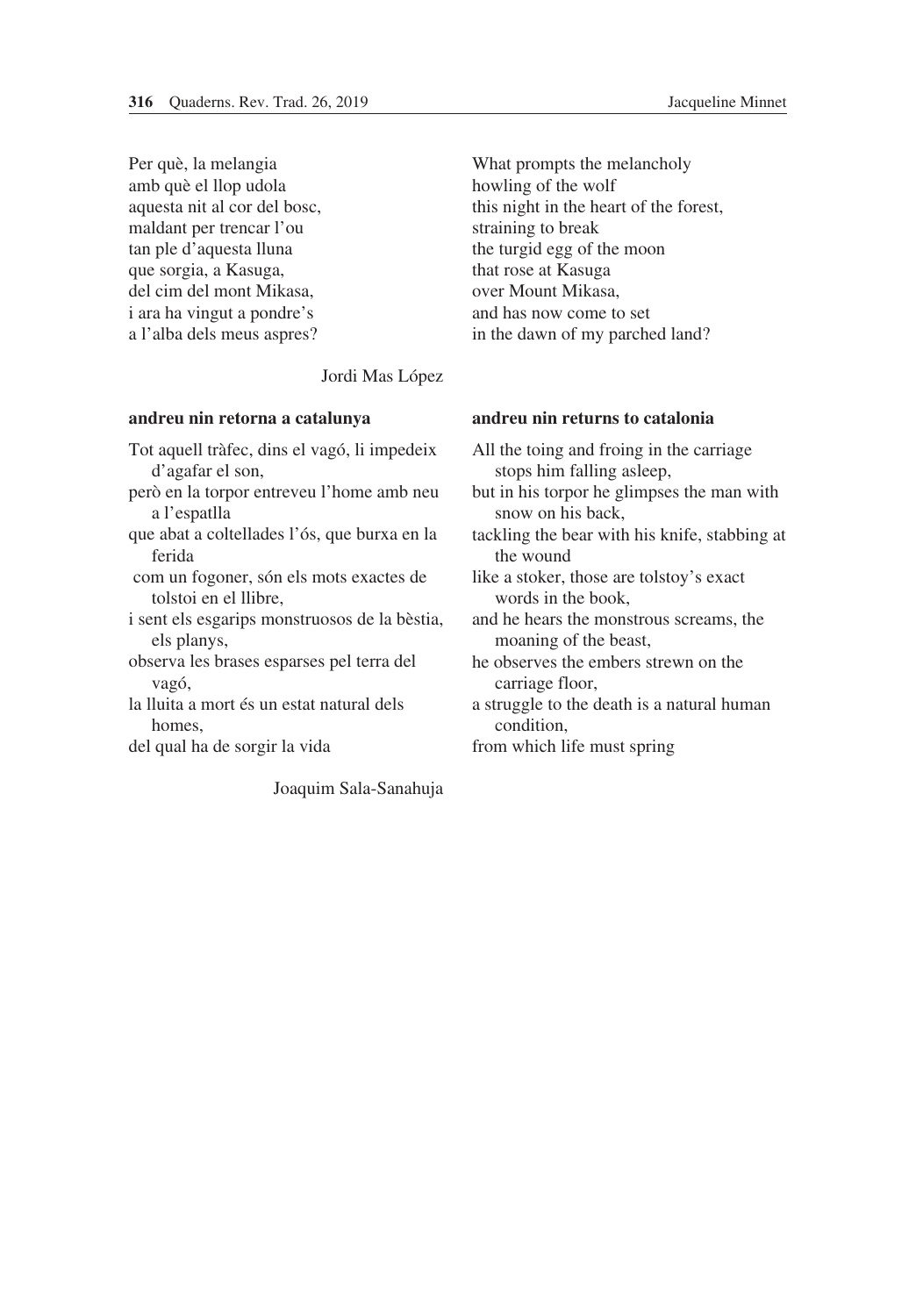Per què, la melangia
amb què el llop udola
aquesta nit al cor del bosc,
maldant per trencar l'ou
tan ple d'aquesta lluna
que sorgia, a Kasuga,
del cim del mont Mikasa,
i ara ha vingut a pondre's
a l'alba dels meus aspres?

What prompts the melancholy
howling of the wolf
this night in the heart of the forest,
straining to break
the turgid egg of the moon
that rose at Kasuga
over Mount Mikasa,
and has now come to set
in the dawn of my parched land?

Jordi Mas López

**andreu nin retorna a catalunya**

Tot aquell tràfec, dins el vagó, li impedeix d'agafar el son,
però en la torpor entreveu l'home amb neu a l'espatlla
que abat a coltellades l'ós, que burxa en la ferida
com un fogoner, són els mots exactes de tolstoi en el llibre,
i sent els esgarips monstruosos de la bèstia, els planys,
observa les brases esparses pel terra del vagó,
la lluita a mort és un estat natural dels homes,
del qual ha de sorgir la vida

**andreu nin returns to catalonia**

All the toing and froing in the carriage stops him falling asleep,
but in his torpor he glimpses the man with snow on his back,
tackling the bear with his knife, stabbing at the wound
like a stoker, those are tolstoy's exact words in the book,
and he hears the monstrous screams, the moaning of the beast,
he observes the embers strewn on the carriage floor,
a struggle to the death is a natural human condition,
from which life must spring

Joaquim Sala-Sanahuja